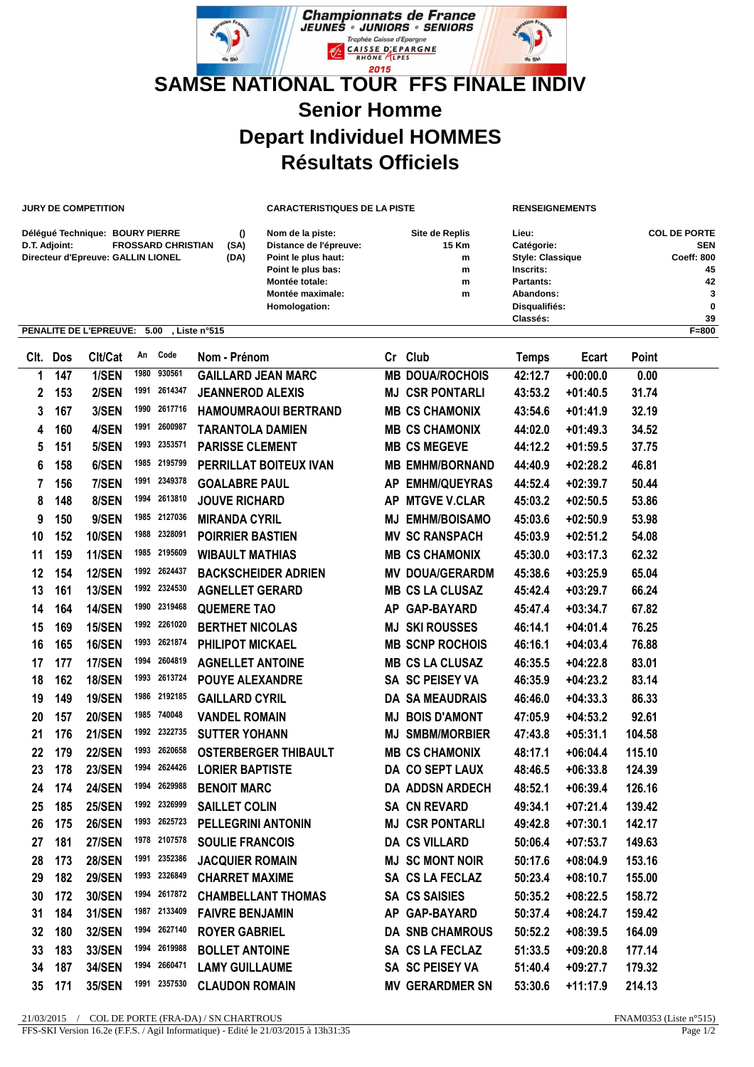Championnats de France
JEUNES • JUNIORS • SENIORS
Trophée Caisse d'Epargne
CAISSE D'EPARGNE RHÔNE ALPES
2015

# SAMSE NATIONAL TOUR FFS FINALE INDIV

## Senior Homme

## Depart Individuel HOMMES

## Résultats Officiels

**JURY DE COMPETITION**

**Délégué Technique:** BOURY PIERRE ()
**D.T. Adjoint:** FROSSARD CHRISTIAN (SA)
**Directeur d'Epreuve:** GALLIN LIONEL (DA)

**CARACTERISTIQUES DE LA PISTE**

**Nom de la piste:** Site de Replis
**Distance de l'épreuve:** 15 Km
**Point le plus haut:** m
**Point le plus bas:** m
**Montée totale:** m
**Montée maximale:** m
**Homologation:**

**RENSEIGNEMENTS**

**Lieu:** COL DE PORTE
**Catégorie:** SEN
**Style: Classique** Coeff: 800
**Inscrits:** 45
**Partants:** 42
**Abandons:** 3
**Disqualifiés:** 0
**Classés:** 39

**PENALITE DE L'EPREUVE:** 5.00 , Liste n°515 — F=800

| Clt. | Dos | Clt/Cat | An | Code | Nom - Prénom | Cr | Club | Temps | Ecart | Point |
|---|---|---|---|---|---|---|---|---|---|---|
| 1 | 147 | 1/SEN | 1980 | 930561 | GAILLARD JEAN MARC | MB | DOUA/ROCHOIS | 42:12.7 | +00:00.0 | 0.00 |
| 2 | 153 | 2/SEN | 1991 | 2614347 | JEANNEROD ALEXIS | MJ | CSR PONTARLI | 43:53.2 | +01:40.5 | 31.74 |
| 3 | 167 | 3/SEN | 1990 | 2617716 | HAMOUMRAOUI BERTRAND | MB | CS CHAMONIX | 43:54.6 | +01:41.9 | 32.19 |
| 4 | 160 | 4/SEN | 1991 | 2600987 | TARANTOLA DAMIEN | MB | CS CHAMONIX | 44:02.0 | +01:49.3 | 34.52 |
| 5 | 151 | 5/SEN | 1993 | 2353571 | PARISSE CLEMENT | MB | CS MEGEVE | 44:12.2 | +01:59.5 | 37.75 |
| 6 | 158 | 6/SEN | 1985 | 2195799 | PERRILLAT BOITEUX IVAN | MB | EMHM/BORNAND | 44:40.9 | +02:28.2 | 46.81 |
| 7 | 156 | 7/SEN | 1991 | 2349378 | GOALABRE PAUL | AP | EMHM/QUEYRAS | 44:52.4 | +02:39.7 | 50.44 |
| 8 | 148 | 8/SEN | 1994 | 2613810 | JOUVE RICHARD | AP | MTGVE V.CLAR | 45:03.2 | +02:50.5 | 53.86 |
| 9 | 150 | 9/SEN | 1985 | 2127036 | MIRANDA CYRIL | MJ | EMHM/BOISAMO | 45:03.6 | +02:50.9 | 53.98 |
| 10 | 152 | 10/SEN | 1988 | 2328091 | POIRRIER BASTIEN | MV | SC RANSPACH | 45:03.9 | +02:51.2 | 54.08 |
| 11 | 159 | 11/SEN | 1985 | 2195609 | WIBAULT MATHIAS | MB | CS CHAMONIX | 45:30.0 | +03:17.3 | 62.32 |
| 12 | 154 | 12/SEN | 1992 | 2624437 | BACKSCHEIDER ADRIEN | MV | DOUA/GERARDM | 45:38.6 | +03:25.9 | 65.04 |
| 13 | 161 | 13/SEN | 1992 | 2324530 | AGNELLET GERARD | MB | CS LA CLUSAZ | 45:42.4 | +03:29.7 | 66.24 |
| 14 | 164 | 14/SEN | 1990 | 2319468 | QUEMERE TAO | AP | GAP-BAYARD | 45:47.4 | +03:34.7 | 67.82 |
| 15 | 169 | 15/SEN | 1992 | 2261020 | BERTHET NICOLAS | MJ | SKI ROUSSES | 46:14.1 | +04:01.4 | 76.25 |
| 16 | 165 | 16/SEN | 1993 | 2621874 | PHILIPOT MICKAEL | MB | SCNP ROCHOIS | 46:16.1 | +04:03.4 | 76.88 |
| 17 | 177 | 17/SEN | 1994 | 2604819 | AGNELLET ANTOINE | MB | CS LA CLUSAZ | 46:35.5 | +04:22.8 | 83.01 |
| 18 | 162 | 18/SEN | 1993 | 2613724 | POUYE ALEXANDRE | SA | SC PEISEY VA | 46:35.9 | +04:23.2 | 83.14 |
| 19 | 149 | 19/SEN | 1986 | 2192185 | GAILLARD CYRIL | DA | SA MEAUDRAIS | 46:46.0 | +04:33.3 | 86.33 |
| 20 | 157 | 20/SEN | 1985 | 740048 | VANDEL ROMAIN | MJ | BOIS D'AMONT | 47:05.9 | +04:53.2 | 92.61 |
| 21 | 176 | 21/SEN | 1992 | 2322735 | SUTTER YOHANN | MJ | SMBM/MORBIER | 47:43.8 | +05:31.1 | 104.58 |
| 22 | 179 | 22/SEN | 1993 | 2620658 | OSTERBERGER THIBAULT | MB | CS CHAMONIX | 48:17.1 | +06:04.4 | 115.10 |
| 23 | 178 | 23/SEN | 1994 | 2624426 | LORIER BAPTISTE | DA | CO SEPT LAUX | 48:46.5 | +06:33.8 | 124.39 |
| 24 | 174 | 24/SEN | 1994 | 2629988 | BENOIT MARC | DA | ADDSN ARDECH | 48:52.1 | +06:39.4 | 126.16 |
| 25 | 185 | 25/SEN | 1992 | 2326999 | SAILLET COLIN | SA | CN REVARD | 49:34.1 | +07:21.4 | 139.42 |
| 26 | 175 | 26/SEN | 1993 | 2625723 | PELLEGRINI ANTONIN | MJ | CSR PONTARLI | 49:42.8 | +07:30.1 | 142.17 |
| 27 | 181 | 27/SEN | 1978 | 2107578 | SOULIE FRANCOIS | DA | CS VILLARD | 50:06.4 | +07:53.7 | 149.63 |
| 28 | 173 | 28/SEN | 1991 | 2352386 | JACQUIER ROMAIN | MJ | SC MONT NOIR | 50:17.6 | +08:04.9 | 153.16 |
| 29 | 182 | 29/SEN | 1993 | 2326849 | CHARRET MAXIME | SA | CS LA FECLAZ | 50:23.4 | +08:10.7 | 155.00 |
| 30 | 172 | 30/SEN | 1994 | 2617872 | CHAMBELLANT THOMAS | SA | CS SAISIES | 50:35.2 | +08:22.5 | 158.72 |
| 31 | 184 | 31/SEN | 1987 | 2133409 | FAIVRE BENJAMIN | AP | GAP-BAYARD | 50:37.4 | +08:24.7 | 159.42 |
| 32 | 180 | 32/SEN | 1994 | 2627140 | ROYER GABRIEL | DA | SNB CHAMROUS | 50:52.2 | +08:39.5 | 164.09 |
| 33 | 183 | 33/SEN | 1994 | 2619988 | BOLLET ANTOINE | SA | CS LA FECLAZ | 51:33.5 | +09:20.8 | 177.14 |
| 34 | 187 | 34/SEN | 1994 | 2660471 | LAMY GUILLAUME | SA | SC PEISEY VA | 51:40.4 | +09:27.7 | 179.32 |
| 35 | 171 | 35/SEN | 1991 | 2357530 | CLAUDON ROMAIN | MV | GERARDMER SN | 53:30.6 | +11:17.9 | 214.13 |

21/03/2015 / COL DE PORTE (FRA-DA) / SN CHARTROUS — FNAM0353 (Liste n°515)
FFS-SKI Version 16.2e (F.F.S. / Agil Informatique) - Edité le 21/03/2015 à 13h31:35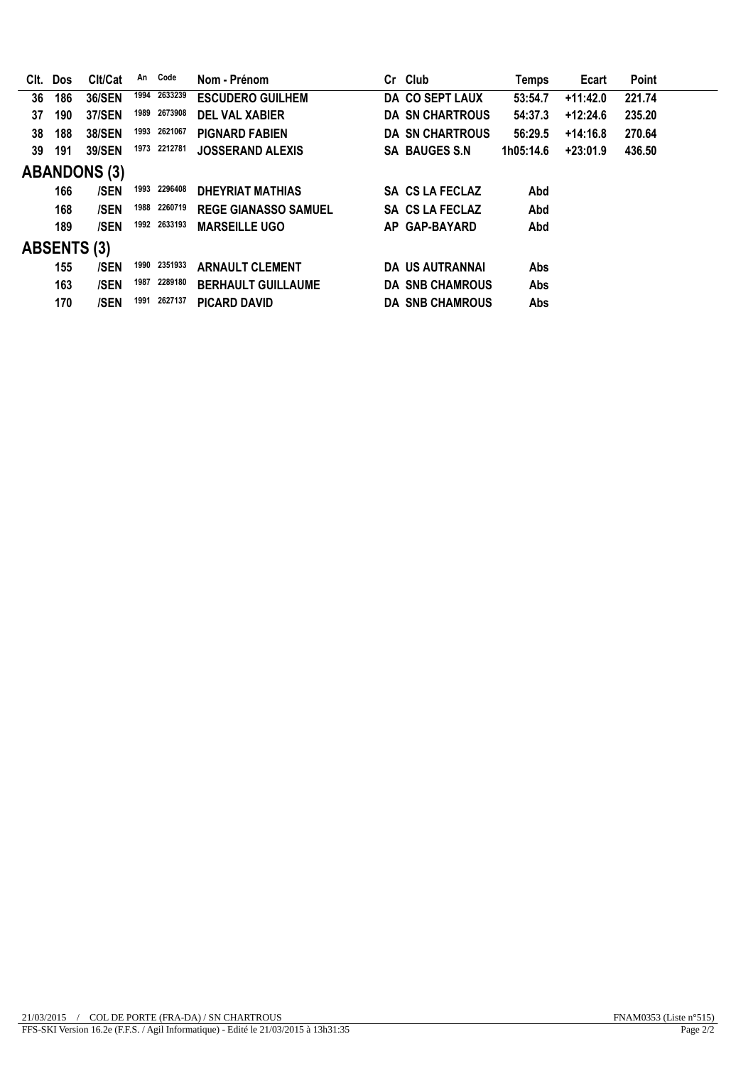| Clt. | Dos | Clt/Cat | An | Code | Nom - Prénom | Cr | Club | Temps | Ecart | Point |
|---|---|---|---|---|---|---|---|---|---|---|
| 36 | 186 | 36/SEN | 1994 | 2633239 | ESCUDERO GUILHEM | DA | CO SEPT LAUX | 53:54.7 | +11:42.0 | 221.74 |
| 37 | 190 | 37/SEN | 1989 | 2673908 | DEL VAL XABIER | DA | SN CHARTROUS | 54:37.3 | +12:24.6 | 235.20 |
| 38 | 188 | 38/SEN | 1993 | 2621067 | PIGNARD FABIEN | DA | SN CHARTROUS | 56:29.5 | +14:16.8 | 270.64 |
| 39 | 191 | 39/SEN | 1973 | 2212781 | JOSSERAND ALEXIS | SA | BAUGES S.N | 1h05:14.6 | +23:01.9 | 436.50 |

## ABANDONS (3)

| Clt. | Dos | Clt/Cat | An | Code | Nom - Prénom | Cr | Club | Temps | Ecart | Point |
|---|---|---|---|---|---|---|---|---|---|---|
| | 166 | /SEN | 1993 | 2296408 | DHEYRIAT MATHIAS | SA | CS LA FECLAZ | Abd | | |
| | 168 | /SEN | 1988 | 2260719 | REGE GIANASSO SAMUEL | SA | CS LA FECLAZ | Abd | | |
| | 189 | /SEN | 1992 | 2633193 | MARSEILLE UGO | AP | GAP-BAYARD | Abd | | |

## ABSENTS (3)

| Clt. | Dos | Clt/Cat | An | Code | Nom - Prénom | Cr | Club | Temps | Ecart | Point |
|---|---|---|---|---|---|---|---|---|---|---|
| | 155 | /SEN | 1990 | 2351933 | ARNAULT CLEMENT | DA | US AUTRANNAI | Abs | | |
| | 163 | /SEN | 1987 | 2289180 | BERHAULT GUILLAUME | DA | SNB CHAMROUS | Abs | | |
| | 170 | /SEN | 1991 | 2627137 | PICARD DAVID | DA | SNB CHAMROUS | Abs | | |

21/03/2015 / COL DE PORTE (FRA-DA) / SN CHARTROUS — FNAM0353 (Liste n°515)

FFS-SKI Version 16.2e (F.F.S. / Agil Informatique) - Edité le 21/03/2015 à 13h31:35